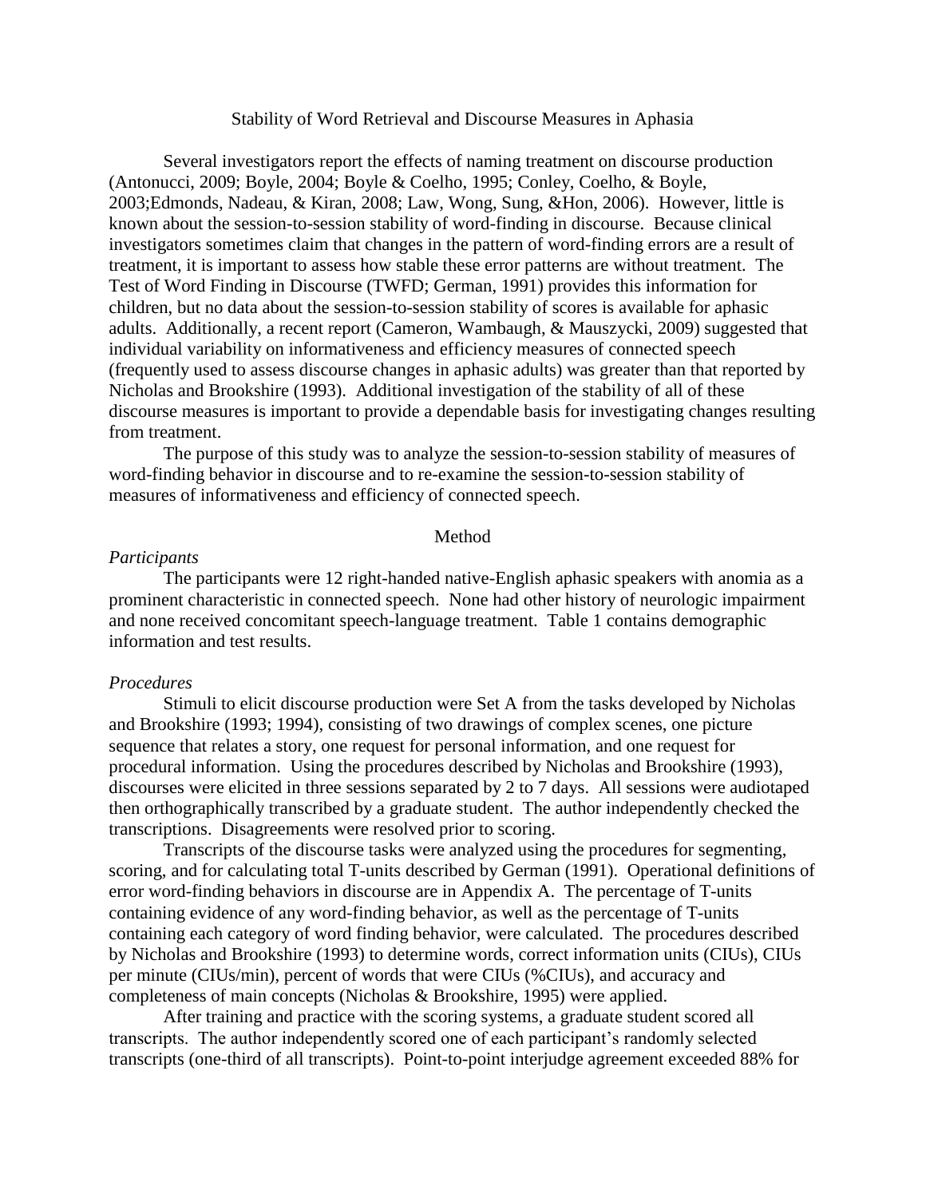# Stability of Word Retrieval and Discourse Measures in Aphasia

Several investigators report the effects of naming treatment on discourse production (Antonucci, 2009; Boyle, 2004; Boyle & Coelho, 1995; Conley, Coelho, & Boyle, 2003;Edmonds, Nadeau, & Kiran, 2008; Law, Wong, Sung, &Hon, 2006). However, little is known about the session-to-session stability of word-finding in discourse. Because clinical investigators sometimes claim that changes in the pattern of word-finding errors are a result of treatment, it is important to assess how stable these error patterns are without treatment. The Test of Word Finding in Discourse (TWFD; German, 1991) provides this information for children, but no data about the session-to-session stability of scores is available for aphasic adults. Additionally, a recent report (Cameron, Wambaugh, & Mauszycki, 2009) suggested that individual variability on informativeness and efficiency measures of connected speech (frequently used to assess discourse changes in aphasic adults) was greater than that reported by Nicholas and Brookshire (1993). Additional investigation of the stability of all of these discourse measures is important to provide a dependable basis for investigating changes resulting from treatment.

The purpose of this study was to analyze the session-to-session stability of measures of word-finding behavior in discourse and to re-examine the session-to-session stability of measures of informativeness and efficiency of connected speech.

## Method

### *Participants*

The participants were 12 right-handed native-English aphasic speakers with anomia as a prominent characteristic in connected speech. None had other history of neurologic impairment and none received concomitant speech-language treatment. Table 1 contains demographic information and test results.

### *Procedures*

Stimuli to elicit discourse production were Set A from the tasks developed by Nicholas and Brookshire (1993; 1994), consisting of two drawings of complex scenes, one picture sequence that relates a story, one request for personal information, and one request for procedural information. Using the procedures described by Nicholas and Brookshire (1993), discourses were elicited in three sessions separated by 2 to 7 days. All sessions were audiotaped then orthographically transcribed by a graduate student. The author independently checked the transcriptions. Disagreements were resolved prior to scoring.

Transcripts of the discourse tasks were analyzed using the procedures for segmenting, scoring, and for calculating total T-units described by German (1991). Operational definitions of error word-finding behaviors in discourse are in Appendix A. The percentage of T-units containing evidence of any word-finding behavior, as well as the percentage of T-units containing each category of word finding behavior, were calculated. The procedures described by Nicholas and Brookshire (1993) to determine words, correct information units (CIUs), CIUs per minute (CIUs/min), percent of words that were CIUs (%CIUs), and accuracy and completeness of main concepts (Nicholas & Brookshire, 1995) were applied.

After training and practice with the scoring systems, a graduate student scored all transcripts. The author independently scored one of each participant's randomly selected transcripts (one-third of all transcripts). Point-to-point interjudge agreement exceeded 88% for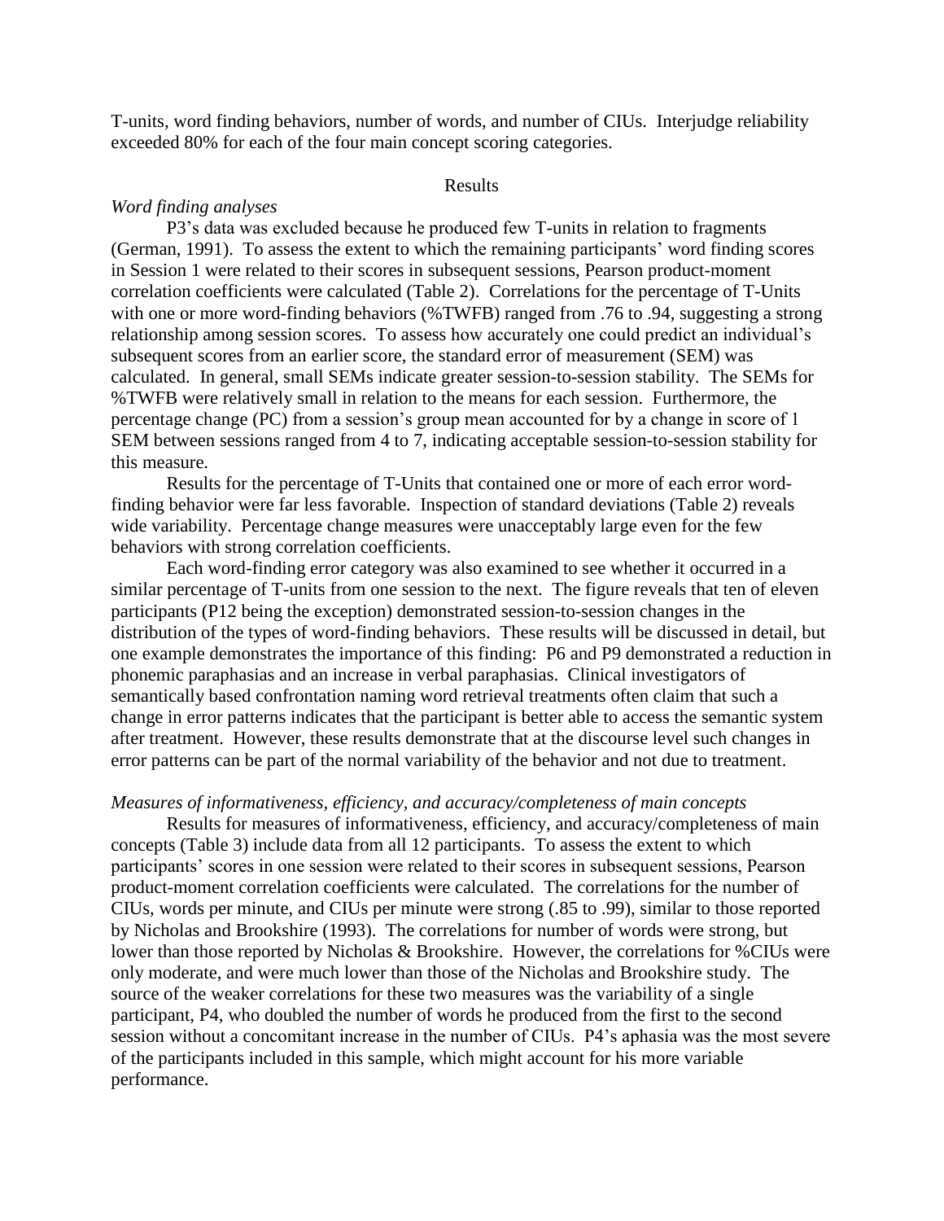T-units, word finding behaviors, number of words, and number of CIUs. Interjudge reliability exceeded 80% for each of the four main concept scoring categories.

## Results

### *Word finding analyses*

P3's data was excluded because he produced few T-units in relation to fragments (German, 1991). To assess the extent to which the remaining participants' word finding scores in Session 1 were related to their scores in subsequent sessions, Pearson product-moment correlation coefficients were calculated (Table 2). Correlations for the percentage of T-Units with one or more word-finding behaviors (%TWFB) ranged from .76 to .94, suggesting a strong relationship among session scores. To assess how accurately one could predict an individual's subsequent scores from an earlier score, the standard error of measurement (SEM) was calculated. In general, small SEMs indicate greater session-to-session stability. The SEMs for %TWFB were relatively small in relation to the means for each session. Furthermore, the percentage change (PC) from a session's group mean accounted for by a change in score of 1 SEM between sessions ranged from 4 to 7, indicating acceptable session-to-session stability for this measure.

Results for the percentage of T-Units that contained one or more of each error word-finding behavior were far less favorable. Inspection of standard deviations (Table 2) reveals wide variability. Percentage change measures were unacceptably large even for the few behaviors with strong correlation coefficients.

Each word-finding error category was also examined to see whether it occurred in a similar percentage of T-units from one session to the next. The figure reveals that ten of eleven participants (P12 being the exception) demonstrated session-to-session changes in the distribution of the types of word-finding behaviors. These results will be discussed in detail, but one example demonstrates the importance of this finding: P6 and P9 demonstrated a reduction in phonemic paraphasias and an increase in verbal paraphasias. Clinical investigators of semantically based confrontation naming word retrieval treatments often claim that such a change in error patterns indicates that the participant is better able to access the semantic system after treatment. However, these results demonstrate that at the discourse level such changes in error patterns can be part of the normal variability of the behavior and not due to treatment.

### *Measures of informativeness, efficiency, and accuracy/completeness of main concepts*

Results for measures of informativeness, efficiency, and accuracy/completeness of main concepts (Table 3) include data from all 12 participants. To assess the extent to which participants' scores in one session were related to their scores in subsequent sessions, Pearson product-moment correlation coefficients were calculated. The correlations for the number of CIUs, words per minute, and CIUs per minute were strong (.85 to .99), similar to those reported by Nicholas and Brookshire (1993). The correlations for number of words were strong, but lower than those reported by Nicholas & Brookshire. However, the correlations for %CIUs were only moderate, and were much lower than those of the Nicholas and Brookshire study. The source of the weaker correlations for these two measures was the variability of a single participant, P4, who doubled the number of words he produced from the first to the second session without a concomitant increase in the number of CIUs. P4's aphasia was the most severe of the participants included in this sample, which might account for his more variable performance.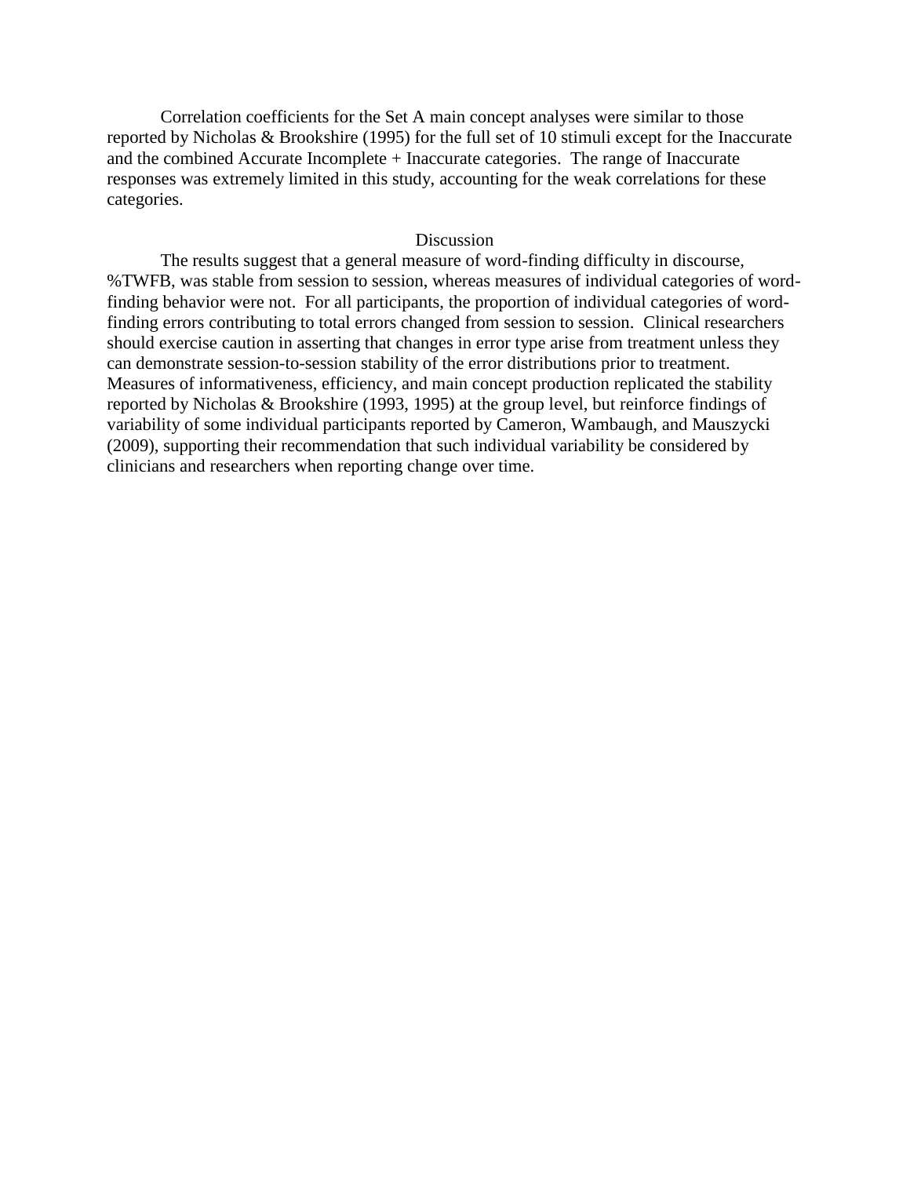Correlation coefficients for the Set A main concept analyses were similar to those reported by Nicholas & Brookshire (1995) for the full set of 10 stimuli except for the Inaccurate and the combined Accurate Incomplete + Inaccurate categories. The range of Inaccurate responses was extremely limited in this study, accounting for the weak correlations for these categories.

## Discussion

The results suggest that a general measure of word-finding difficulty in discourse, %TWFB, was stable from session to session, whereas measures of individual categories of word-finding behavior were not. For all participants, the proportion of individual categories of word-finding errors contributing to total errors changed from session to session. Clinical researchers should exercise caution in asserting that changes in error type arise from treatment unless they can demonstrate session-to-session stability of the error distributions prior to treatment. Measures of informativeness, efficiency, and main concept production replicated the stability reported by Nicholas & Brookshire (1993, 1995) at the group level, but reinforce findings of variability of some individual participants reported by Cameron, Wambaugh, and Mauszycki (2009), supporting their recommendation that such individual variability be considered by clinicians and researchers when reporting change over time.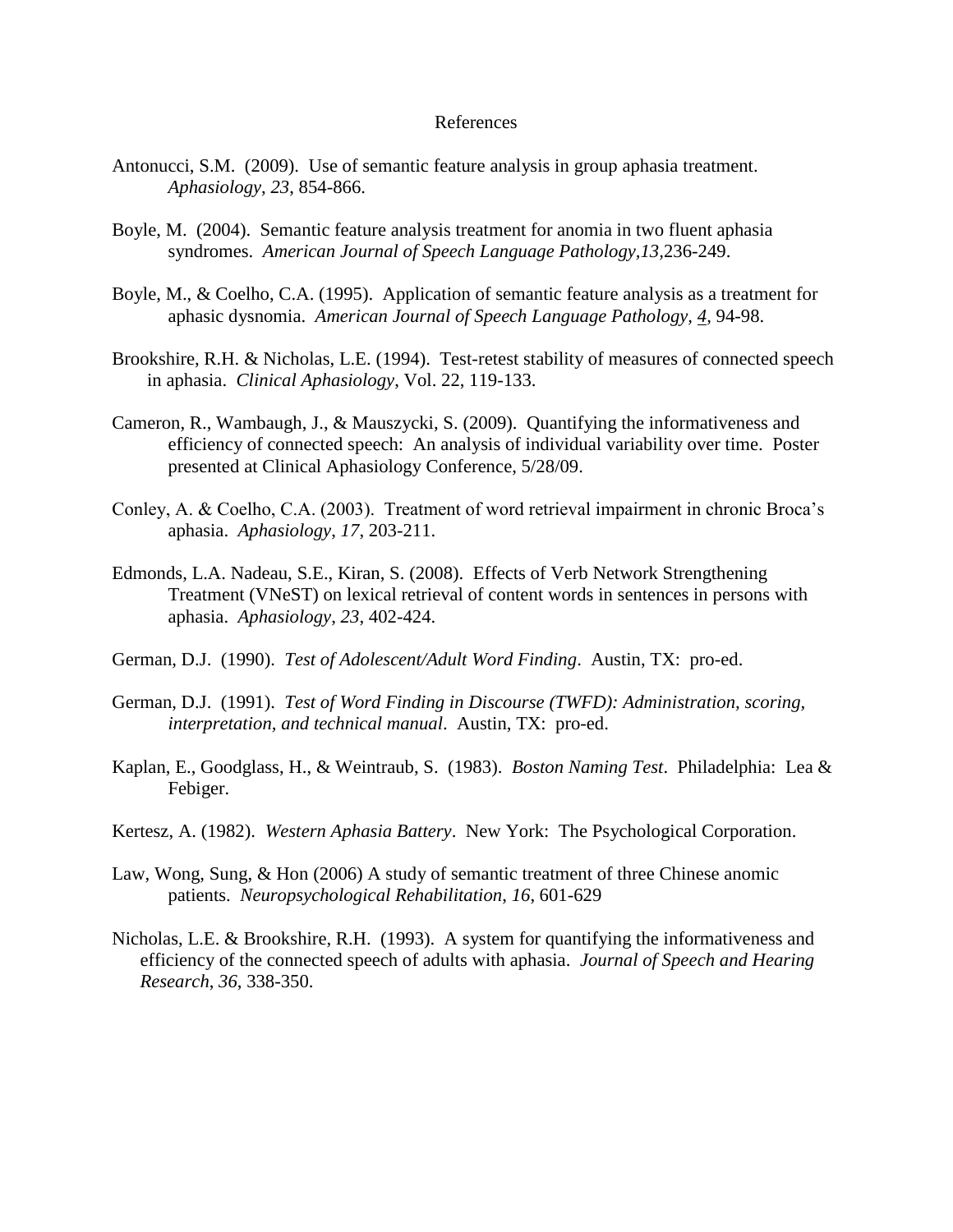# References

Antonucci, S.M. (2009). Use of semantic feature analysis in group aphasia treatment. *Aphasiology*, *23*, 854-866.

Boyle, M. (2004). Semantic feature analysis treatment for anomia in two fluent aphasia syndromes. *American Journal of Speech Language Pathology,13,*236-249.

Boyle, M., & Coelho, C.A. (1995). Application of semantic feature analysis as a treatment for aphasic dysnomia. *American Journal of Speech Language Pathology, 4,* 94-98.

Brookshire, R.H. & Nicholas, L.E. (1994). Test-retest stability of measures of connected speech in aphasia. *Clinical Aphasiology*, Vol. 22, 119-133.

Cameron, R., Wambaugh, J., & Mauszycki, S. (2009). Quantifying the informativeness and efficiency of connected speech: An analysis of individual variability over time. Poster presented at Clinical Aphasiology Conference, 5/28/09.

Conley, A. & Coelho, C.A. (2003). Treatment of word retrieval impairment in chronic Broca's aphasia. *Aphasiology*, *17*, 203-211.

Edmonds, L.A. Nadeau, S.E., Kiran, S. (2008). Effects of Verb Network Strengthening Treatment (VNeST) on lexical retrieval of content words in sentences in persons with aphasia. *Aphasiology*, *23*, 402-424.

German, D.J. (1990). *Test of Adolescent/Adult Word Finding*. Austin, TX: pro-ed.

German, D.J. (1991). *Test of Word Finding in Discourse (TWFD): Administration, scoring, interpretation, and technical manual*. Austin, TX: pro-ed.

Kaplan, E., Goodglass, H., & Weintraub, S. (1983). *Boston Naming Test*. Philadelphia: Lea & Febiger.

Kertesz, A. (1982). *Western Aphasia Battery*. New York: The Psychological Corporation.

Law, Wong, Sung, & Hon (2006) A study of semantic treatment of three Chinese anomic patients. *Neuropsychological Rehabilitation*, *16*, 601-629

Nicholas, L.E. & Brookshire, R.H. (1993). A system for quantifying the informativeness and efficiency of the connected speech of adults with aphasia. *Journal of Speech and Hearing Research*, *36*, 338-350.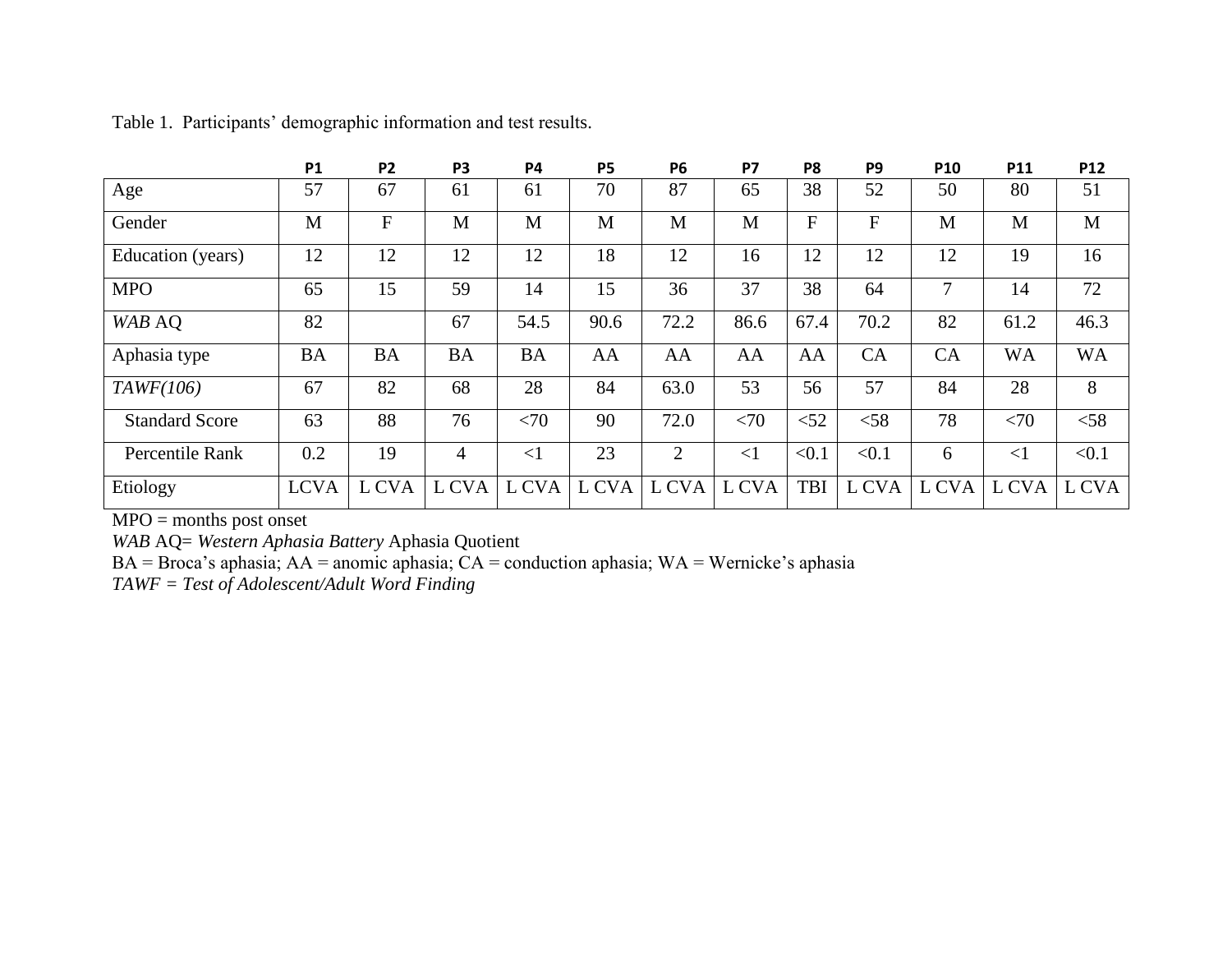Table 1. Participants' demographic information and test results.

| | P1 | P2 | P3 | P4 | P5 | P6 | P7 | P8 | P9 | P10 | P11 | P12 |
|---|---|---|---|---|---|---|---|---|---|---|---|---|
| Age | 57 | 67 | 61 | 61 | 70 | 87 | 65 | 38 | 52 | 50 | 80 | 51 |
| Gender | M | F | M | M | M | M | M | F | F | M | M | M |
| Education (years) | 12 | 12 | 12 | 12 | 18 | 12 | 16 | 12 | 12 | 12 | 19 | 16 |
| MPO | 65 | 15 | 59 | 14 | 15 | 36 | 37 | 38 | 64 | 7 | 14 | 72 |
| *WAB* AQ | 82 | | 67 | 54.5 | 90.6 | 72.2 | 86.6 | 67.4 | 70.2 | 82 | 61.2 | 46.3 |
| Aphasia type | BA | BA | BA | BA | AA | AA | AA | AA | CA | CA | WA | WA |
| *TAWF(106)* | 67 | 82 | 68 | 28 | 84 | 63.0 | 53 | 56 | 57 | 84 | 28 | 8 |
| Standard Score | 63 | 88 | 76 | <70 | 90 | 72.0 | <70 | <52 | <58 | 78 | <70 | <58 |
| Percentile Rank | 0.2 | 19 | 4 | <1 | 23 | 2 | <1 | <0.1 | <0.1 | 6 | <1 | <0.1 |
| Etiology | LCVA | L CVA | L CVA | L CVA | L CVA | L CVA | L CVA | TBI | L CVA | L CVA | L CVA | L CVA |

MPO = months post onset

*WAB* AQ= *Western Aphasia Battery* Aphasia Quotient

BA = Broca's aphasia; AA = anomic aphasia; CA = conduction aphasia; WA = Wernicke's aphasia

*TAWF = Test of Adolescent/Adult Word Finding*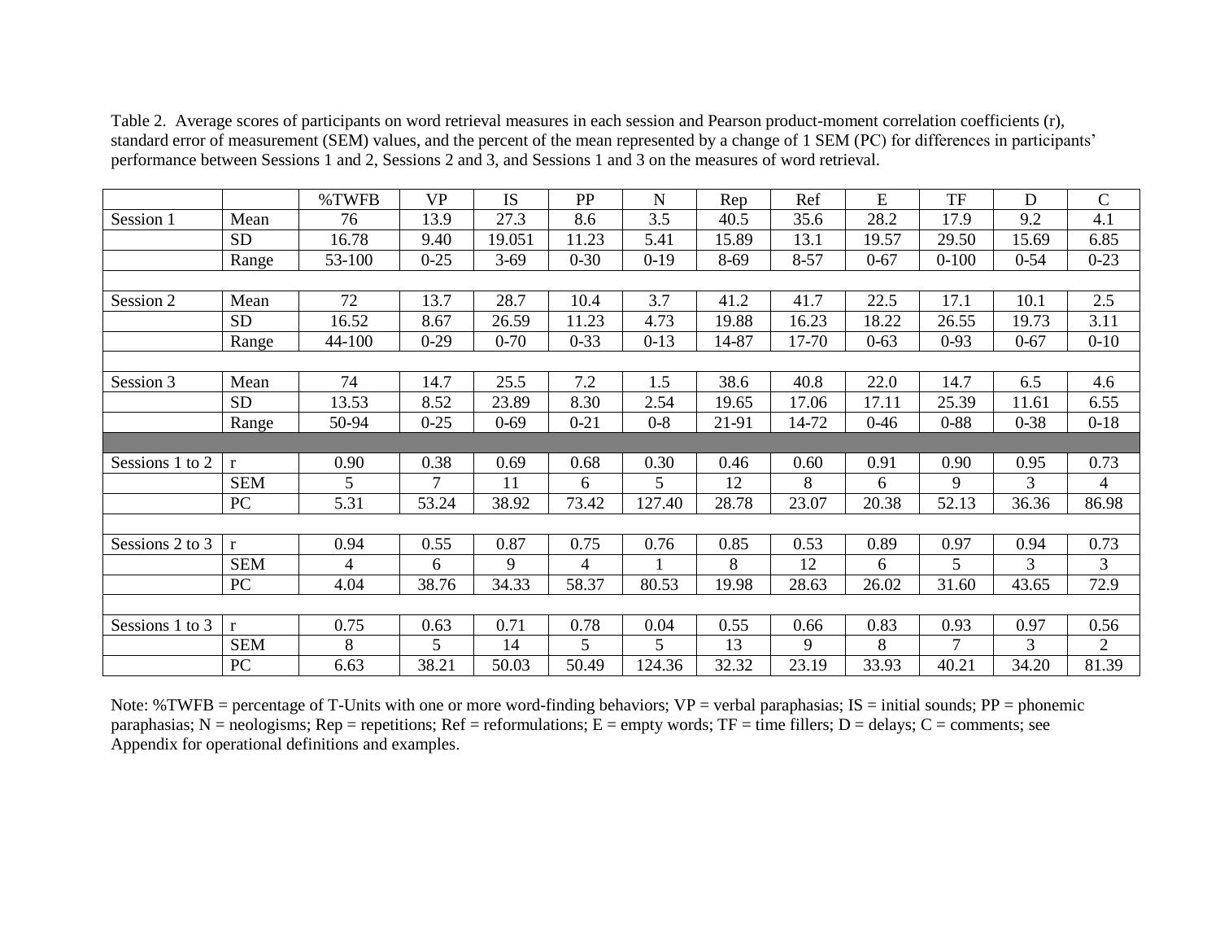Table 2. Average scores of participants on word retrieval measures in each session and Pearson product-moment correlation coefficients (r), standard error of measurement (SEM) values, and the percent of the mean represented by a change of 1 SEM (PC) for differences in participants' performance between Sessions 1 and 2, Sessions 2 and 3, and Sessions 1 and 3 on the measures of word retrieval.

| | | %TWFB | VP | IS | PP | N | Rep | Ref | E | TF | D | C |
|---|---|---|---|---|---|---|---|---|---|---|---|---|
| Session 1 | Mean | 76 | 13.9 | 27.3 | 8.6 | 3.5 | 40.5 | 35.6 | 28.2 | 17.9 | 9.2 | 4.1 |
| | SD | 16.78 | 9.40 | 19.051 | 11.23 | 5.41 | 15.89 | 13.1 | 19.57 | 29.50 | 15.69 | 6.85 |
| | Range | 53-100 | 0-25 | 3-69 | 0-30 | 0-19 | 8-69 | 8-57 | 0-67 | 0-100 | 0-54 | 0-23 |
| | | | | | | | | | | | | |
| Session 2 | Mean | 72 | 13.7 | 28.7 | 10.4 | 3.7 | 41.2 | 41.7 | 22.5 | 17.1 | 10.1 | 2.5 |
| | SD | 16.52 | 8.67 | 26.59 | 11.23 | 4.73 | 19.88 | 16.23 | 18.22 | 26.55 | 19.73 | 3.11 |
| | Range | 44-100 | 0-29 | 0-70 | 0-33 | 0-13 | 14-87 | 17-70 | 0-63 | 0-93 | 0-67 | 0-10 |
| | | | | | | | | | | | | |
| Session 3 | Mean | 74 | 14.7 | 25.5 | 7.2 | 1.5 | 38.6 | 40.8 | 22.0 | 14.7 | 6.5 | 4.6 |
| | SD | 13.53 | 8.52 | 23.89 | 8.30 | 2.54 | 19.65 | 17.06 | 17.11 | 25.39 | 11.61 | 6.55 |
| | Range | 50-94 | 0-25 | 0-69 | 0-21 | 0-8 | 21-91 | 14-72 | 0-46 | 0-88 | 0-38 | 0-18 |
| | | | | | | | | | | | | |
| Sessions 1 to 2 | r | 0.90 | 0.38 | 0.69 | 0.68 | 0.30 | 0.46 | 0.60 | 0.91 | 0.90 | 0.95 | 0.73 |
| | SEM | 5 | 7 | 11 | 6 | 5 | 12 | 8 | 6 | 9 | 3 | 4 |
| | PC | 5.31 | 53.24 | 38.92 | 73.42 | 127.40 | 28.78 | 23.07 | 20.38 | 52.13 | 36.36 | 86.98 |
| | | | | | | | | | | | | |
| Sessions 2 to 3 | r | 0.94 | 0.55 | 0.87 | 0.75 | 0.76 | 0.85 | 0.53 | 0.89 | 0.97 | 0.94 | 0.73 |
| | SEM | 4 | 6 | 9 | 4 | 1 | 8 | 12 | 6 | 5 | 3 | 3 |
| | PC | 4.04 | 38.76 | 34.33 | 58.37 | 80.53 | 19.98 | 28.63 | 26.02 | 31.60 | 43.65 | 72.9 |
| | | | | | | | | | | | | |
| Sessions 1 to 3 | r | 0.75 | 0.63 | 0.71 | 0.78 | 0.04 | 0.55 | 0.66 | 0.83 | 0.93 | 0.97 | 0.56 |
| | SEM | 8 | 5 | 14 | 5 | 5 | 13 | 9 | 8 | 7 | 3 | 2 |
| | PC | 6.63 | 38.21 | 50.03 | 50.49 | 124.36 | 32.32 | 23.19 | 33.93 | 40.21 | 34.20 | 81.39 |

Note: %TWFB = percentage of T-Units with one or more word-finding behaviors; VP = verbal paraphasias; IS = initial sounds; PP = phonemic paraphasias; N = neologisms; Rep = repetitions; Ref = reformulations; E = empty words; TF = time fillers; D = delays; C = comments; see Appendix for operational definitions and examples.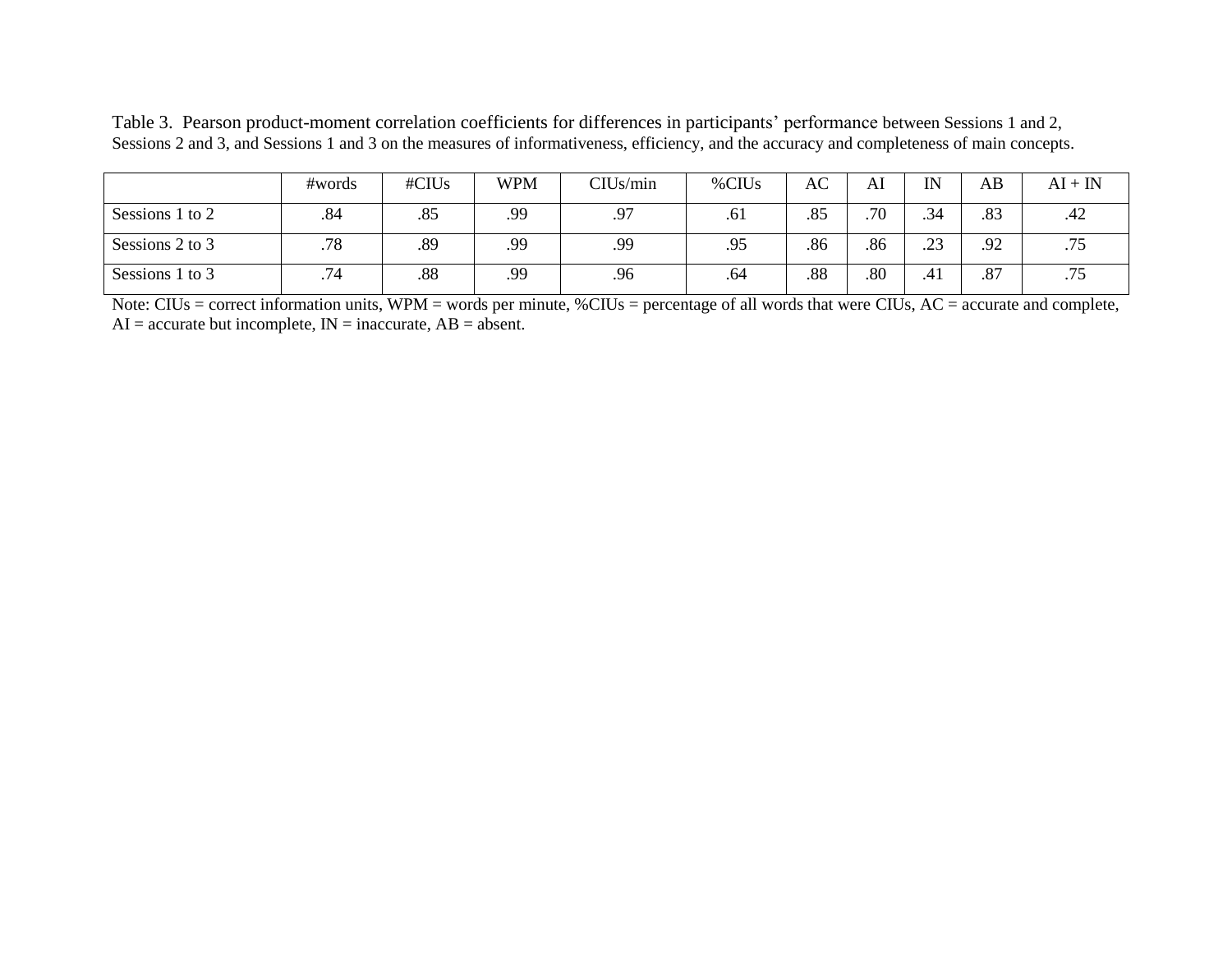Table 3. Pearson product-moment correlation coefficients for differences in participants' performance between Sessions 1 and 2, Sessions 2 and 3, and Sessions 1 and 3 on the measures of informativeness, efficiency, and the accuracy and completeness of main concepts.

| | #words | #CIUs | WPM | CIUs/min | %CIUs | AC | AI | IN | AB | AI + IN |
|---|---|---|---|---|---|---|---|---|---|---|
| Sessions 1 to 2 | .84 | .85 | .99 | .97 | .61 | .85 | .70 | .34 | .83 | .42 |
| Sessions 2 to 3 | .78 | .89 | .99 | .99 | .95 | .86 | .86 | .23 | .92 | .75 |
| Sessions 1 to 3 | .74 | .88 | .99 | .96 | .64 | .88 | .80 | .41 | .87 | .75 |

Note: CIUs = correct information units, WPM = words per minute, %CIUs = percentage of all words that were CIUs, AC = accurate and complete, AI = accurate but incomplete, IN = inaccurate, AB = absent.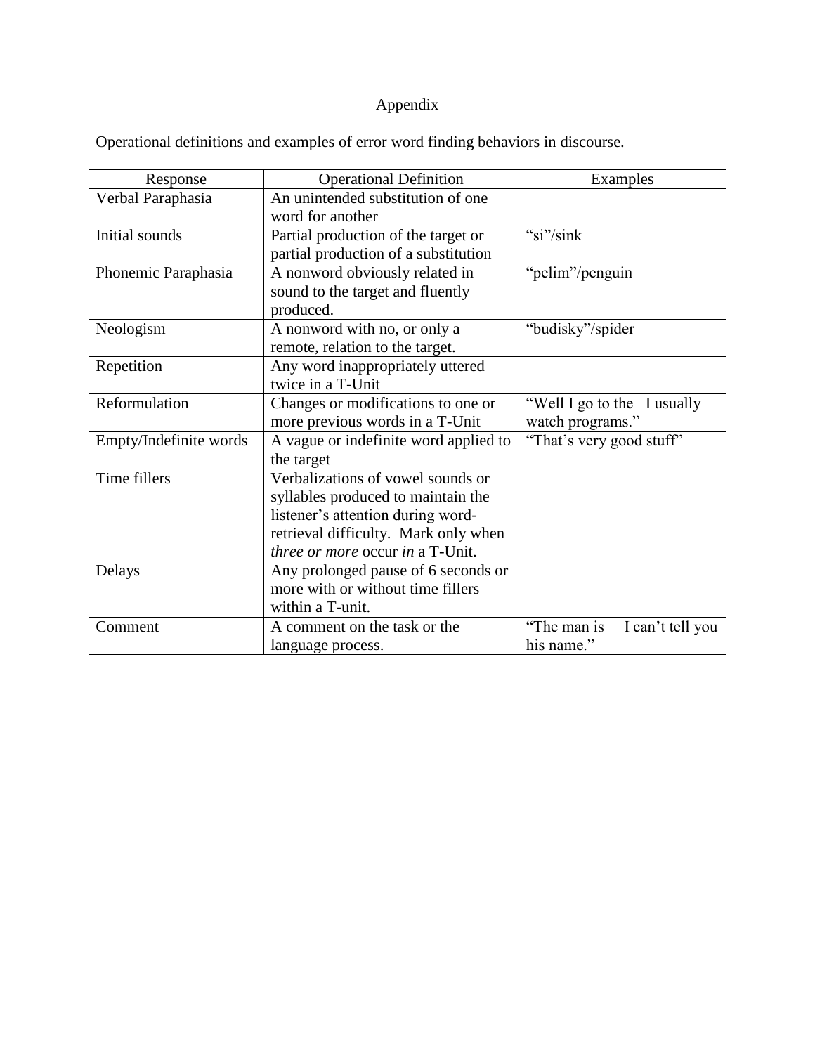# Appendix

Operational definitions and examples of error word finding behaviors in discourse.

| Response | Operational Definition | Examples |
|---|---|---|
| Verbal Paraphasia | An unintended substitution of one word for another | |
| Initial sounds | Partial production of the target or partial production of a substitution | "si"/sink |
| Phonemic Paraphasia | A nonword obviously related in sound to the target and fluently produced. | "pelim"/penguin |
| Neologism | A nonword with no, or only a remote, relation to the target. | "budisky"/spider |
| Repetition | Any word inappropriately uttered twice in a T-Unit | |
| Reformulation | Changes or modifications to one or more previous words in a T-Unit | "Well I go to the I usually watch programs." |
| Empty/Indefinite words | A vague or indefinite word applied to the target | "That's very good stuff" |
| Time fillers | Verbalizations of vowel sounds or syllables produced to maintain the listener's attention during word-retrieval difficulty. Mark only when *three or more* occur *in* a T-Unit. | |
| Delays | Any prolonged pause of 6 seconds or more with or without time fillers within a T-unit. | |
| Comment | A comment on the task or the language process. | "The man is I can't tell you his name." |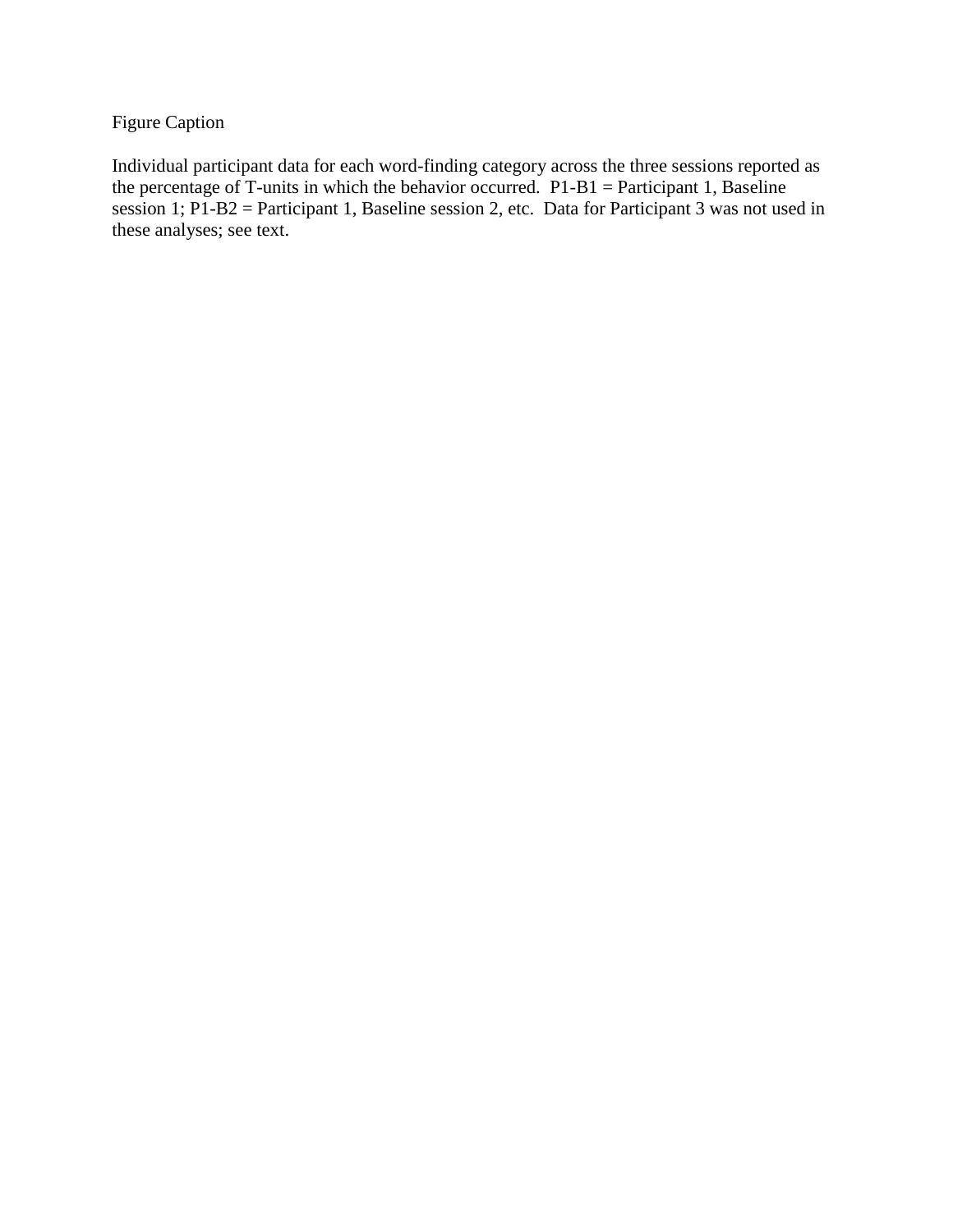Figure Caption

Individual participant data for each word-finding category across the three sessions reported as the percentage of T-units in which the behavior occurred. P1-B1 = Participant 1, Baseline session 1; P1-B2 = Participant 1, Baseline session 2, etc. Data for Participant 3 was not used in these analyses; see text.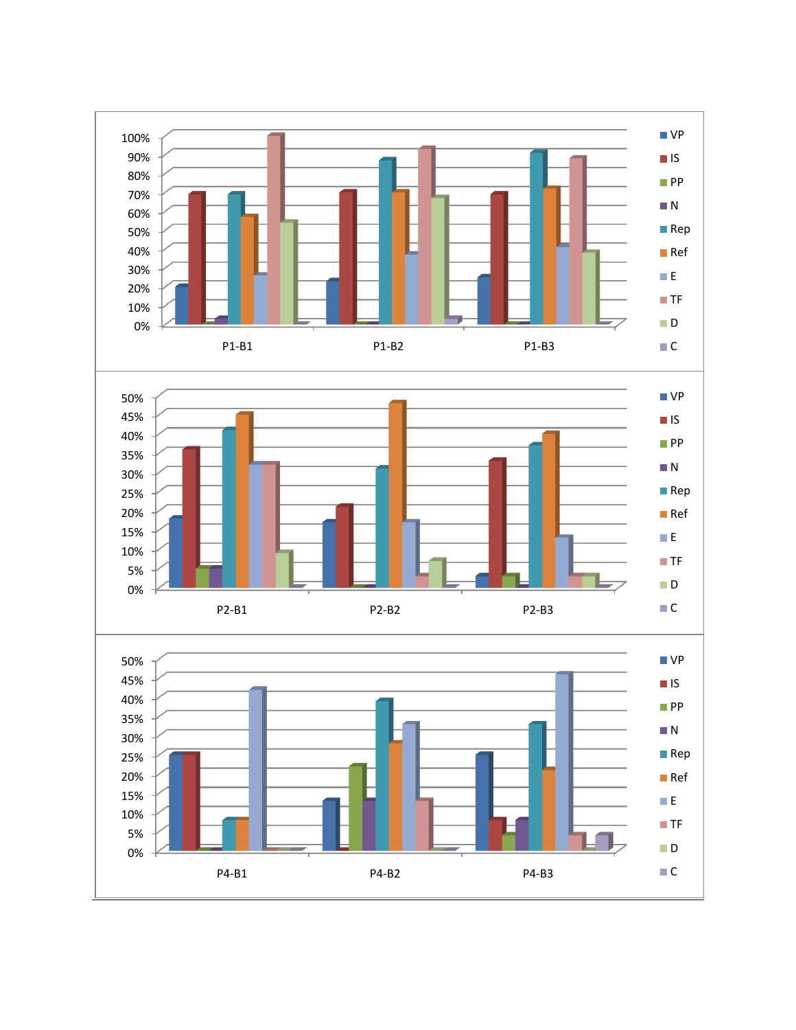100%
90%
80%
70%
60%
50%
40%
30%
20%
10%
0%

P1-B1 P1-B2 P1-B3

VP
IS
PP
N
Rep
Ref
E
TF
D
C

50%
45%
40%
35%
30%
25%
20%
15%
10%
5%
0%

P2-B1 P2-B2 P2-B3

VP
IS
PP
N
Rep
Ref
E
TF
D
C

50%
45%
40%
35%
30%
25%
20%
15%
10%
5%
0%

P4-B1 P4-B2 P4-B3

VP
IS
PP
N
Rep
Ref
E
TF
D
C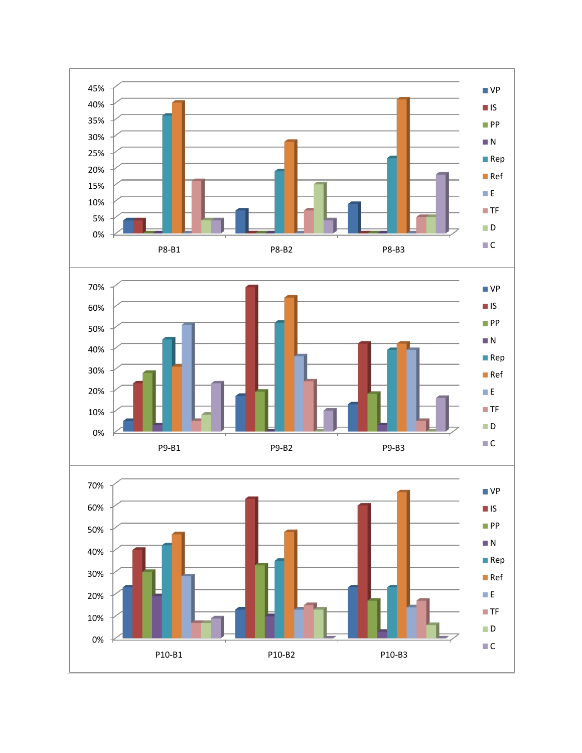| | VP | IS | PP | N | Rep | Ref | E | TF | D | C |
|---|---|---|---|---|---|---|---|---|---|---|
| P8-B1 | 4% | 4% | 0% | 0% | 36% | 40% | 0% | 16% | 4% | 4% |
| P8-B2 | 7% | 0% | 0% | 0% | 19% | 28% | 0% | 7% | 15% | 4% |
| P8-B3 | 9% | 0% | 0% | 0% | 23% | 41% | 0% | 5% | 5% | 18% |

| | VP | IS | PP | N | Rep | Ref | E | TF | D | C |
|---|---|---|---|---|---|---|---|---|---|---|
| P9-B1 | 5% | 23% | 28% | 3% | 44% | 31% | 51% | 5% | 8% | 23% |
| P9-B2 | 17% | 69% | 19% | 0% | 52% | 64% | 36% | 24% | 0% | 10% |
| P9-B3 | 13% | 42% | 18% | 3% | 39% | 42% | 39% | 5% | 0% | 16% |

| | VP | IS | PP | N | Rep | Ref | E | TF | D | C |
|---|---|---|---|---|---|---|---|---|---|---|
| P10-B1 | 23% | 40% | 30% | 19% | 42% | 47% | 28% | 7% | 7% | 9% |
| P10-B2 | 13% | 63% | 33% | 10% | 35% | 48% | 13% | 15% | 13% | 0% |
| P10-B3 | 23% | 60% | 17% | 3% | 23% | 66% | 14% | 17% | 6% | 0% |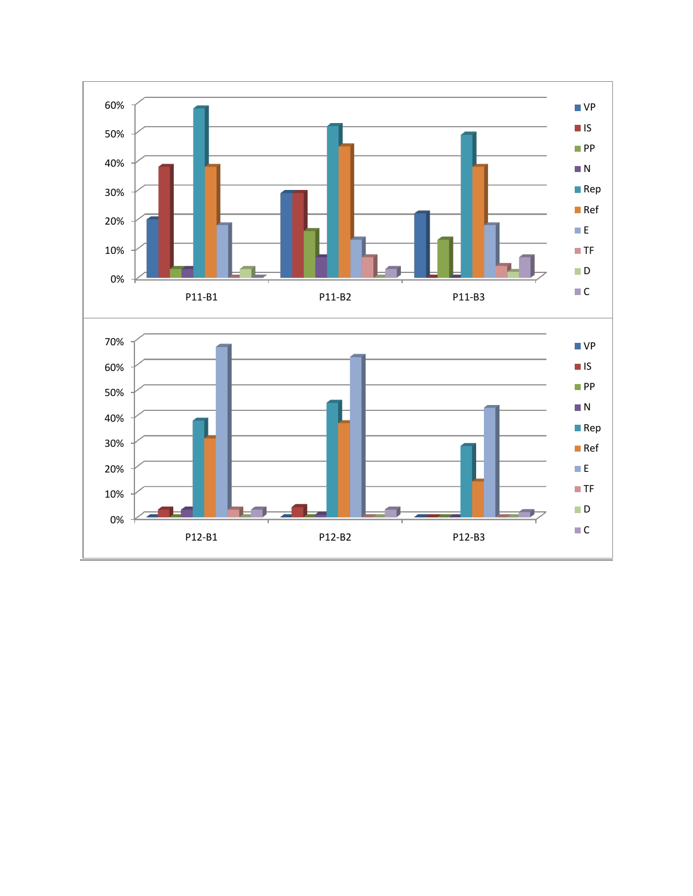60%
50%
40%
30%
20%
10%
0%

P11-B1
P11-B2
P11-B3

VP
IS
PP
N
Rep
Ref
E
TF
D
C

70%
60%
50%
40%
30%
20%
10%
0%

P12-B1
P12-B2
P12-B3

VP
IS
PP
N
Rep
Ref
E
TF
D
C